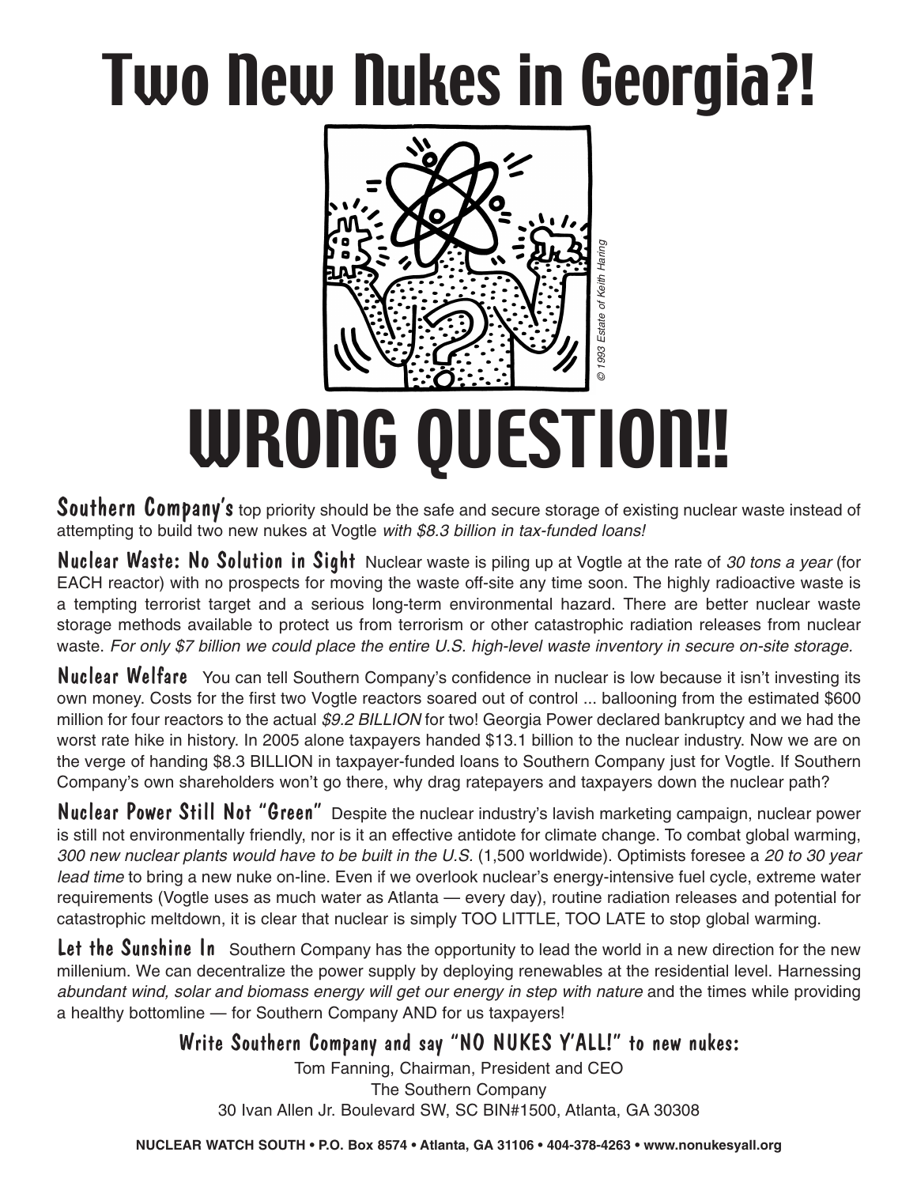# Two New Nukes in Georgia?!

© 1993 Estate of Keith Haring

# WRONG QUESTION!!

**Southern Company's** top priority should be the safe and secure storage of existing nuclear waste instead of attempting to build two new nukes at Vogtle *with $8.3 billion in tax-funded loans!*

**Nuclear Waste: No Solution in Sight** Nuclear waste is piling up at Vogtle at the rate of *30 tons a year* (for EACH reactor) with no prospects for moving the waste off-site any time soon. The highly radioactive waste is a tempting terrorist target and a serious long-term environmental hazard. There are better nuclear waste storage methods available to protect us from terrorism or other catastrophic radiation releases from nuclear waste. *For only $7 billion we could place the entire U.S. high-level waste inventory in secure on-site storage.*

**Nuclear Welfare** You can tell Southern Company's confidence in nuclear is low because it isn't investing its own money. Costs for the first two Vogtle reactors soared out of control ... ballooning from the estimated $600 million for four reactors to the actual *$9.2 BILLION* for two! Georgia Power declared bankruptcy and we had the worst rate hike in history. In 2005 alone taxpayers handed $13.1 billion to the nuclear industry. Now we are on the verge of handing $8.3 BILLION in taxpayer-funded loans to Southern Company just for Vogtle. If Southern Company's own shareholders won't go there, why drag ratepayers and taxpayers down the nuclear path?

**Nuclear Power Still Not "Green"** Despite the nuclear industry's lavish marketing campaign, nuclear power is still not environmentally friendly, nor is it an effective antidote for climate change. To combat global warming, *300 new nuclear plants would have to be built in the U.S.* (1,500 worldwide). Optimists foresee a *20 to 30 year lead time* to bring a new nuke on-line. Even if we overlook nuclear's energy-intensive fuel cycle, extreme water requirements (Vogtle uses as much water as Atlanta — every day), routine radiation releases and potential for catastrophic meltdown, it is clear that nuclear is simply TOO LITTLE, TOO LATE to stop global warming.

**Let the Sunshine In** Southern Company has the opportunity to lead the world in a new direction for the new millenium. We can decentralize the power supply by deploying renewables at the residential level. Harnessing *abundant wind, solar and biomass energy will get our energy in step with nature* and the times while providing a healthy bottomline — for Southern Company AND for us taxpayers!

### Write Southern Company and say "NO NUKES Y'ALL!" to new nukes:

Tom Fanning, Chairman, President and CEO
The Southern Company
30 Ivan Allen Jr. Boulevard SW, SC BIN#1500, Atlanta, GA 30308

**NUCLEAR WATCH SOUTH • P.O. Box 8574 • Atlanta, GA 31106 • 404-378-4263 • www.nonukesyall.org**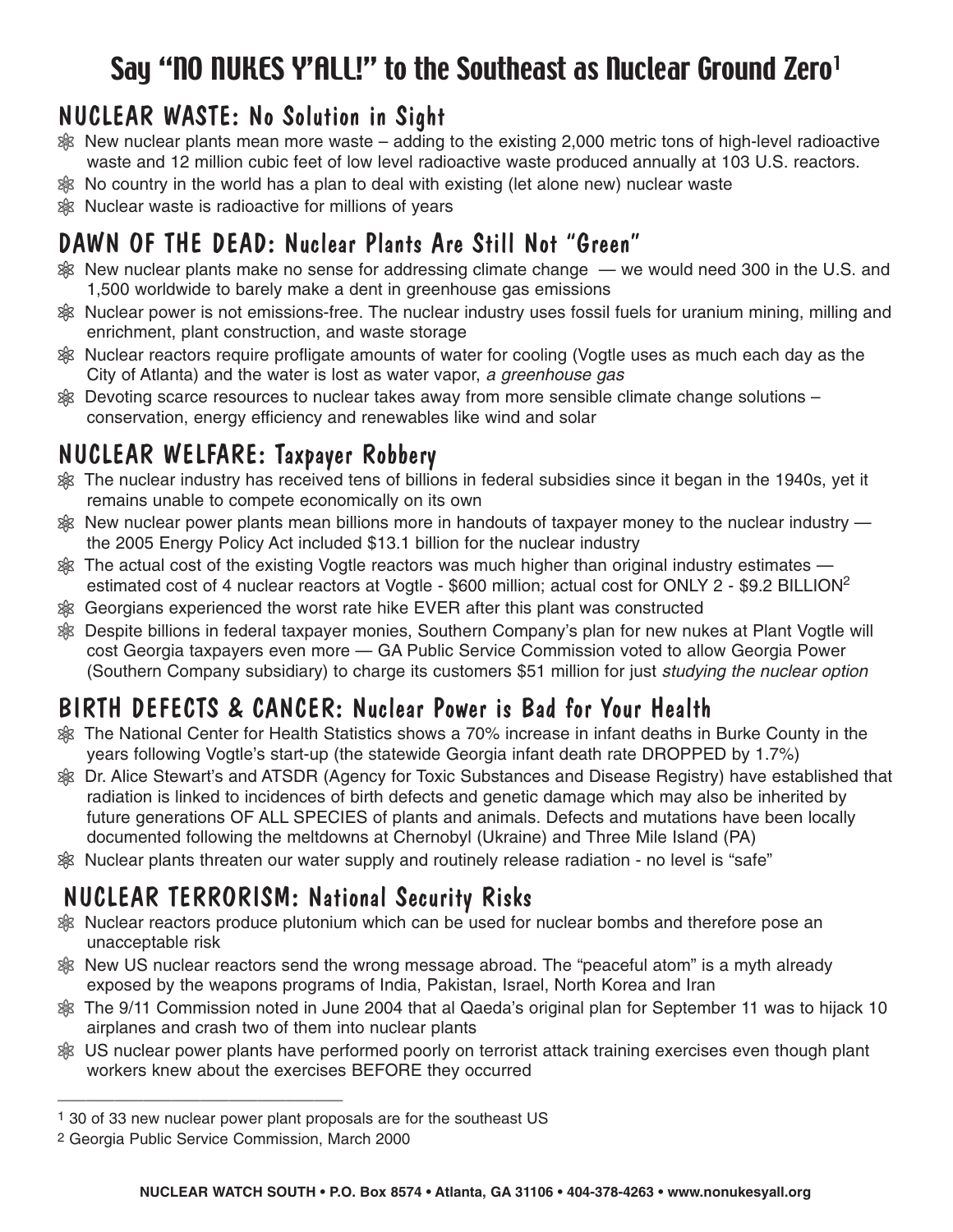# Say "NO NUKES Y'ALL!" to the Southeast as Nuclear Ground Zero[1]

## NUCLEAR WASTE: No Solution in Sight

- New nuclear plants mean more waste – adding to the existing 2,000 metric tons of high-level radioactive waste and 12 million cubic feet of low level radioactive waste produced annually at 103 U.S. reactors.
- No country in the world has a plan to deal with existing (let alone new) nuclear waste
- Nuclear waste is radioactive for millions of years

## DAWN OF THE DEAD: Nuclear Plants Are Still Not "Green"

- New nuclear plants make no sense for addressing climate change — we would need 300 in the U.S. and 1,500 worldwide to barely make a dent in greenhouse gas emissions
- Nuclear power is not emissions-free. The nuclear industry uses fossil fuels for uranium mining, milling and enrichment, plant construction, and waste storage
- Nuclear reactors require profligate amounts of water for cooling (Vogtle uses as much each day as the City of Atlanta) and the water is lost as water vapor, *a greenhouse gas*
- Devoting scarce resources to nuclear takes away from more sensible climate change solutions – conservation, energy efficiency and renewables like wind and solar

## NUCLEAR WELFARE: Taxpayer Robbery

- The nuclear industry has received tens of billions in federal subsidies since it began in the 1940s, yet it remains unable to compete economically on its own
- New nuclear power plants mean billions more in handouts of taxpayer money to the nuclear industry — the 2005 Energy Policy Act included $13.1 billion for the nuclear industry
- The actual cost of the existing Vogtle reactors was much higher than original industry estimates — estimated cost of 4 nuclear reactors at Vogtle - $600 million; actual cost for ONLY 2 - $9.2 BILLION[2]
- Georgians experienced the worst rate hike EVER after this plant was constructed
- Despite billions in federal taxpayer monies, Southern Company's plan for new nukes at Plant Vogtle will cost Georgia taxpayers even more — GA Public Service Commission voted to allow Georgia Power (Southern Company subsidiary) to charge its customers $51 million for just *studying the nuclear option*

## BIRTH DEFECTS & CANCER: Nuclear Power is Bad for Your Health

- The National Center for Health Statistics shows a 70% increase in infant deaths in Burke County in the years following Vogtle's start-up (the statewide Georgia infant death rate DROPPED by 1.7%)
- Dr. Alice Stewart's and ATSDR (Agency for Toxic Substances and Disease Registry) have established that radiation is linked to incidences of birth defects and genetic damage which may also be inherited by future generations OF ALL SPECIES of plants and animals. Defects and mutations have been locally documented following the meltdowns at Chernobyl (Ukraine) and Three Mile Island (PA)
- Nuclear plants threaten our water supply and routinely release radiation - no level is "safe"

## NUCLEAR TERRORISM: National Security Risks

- Nuclear reactors produce plutonium which can be used for nuclear bombs and therefore pose an unacceptable risk
- New US nuclear reactors send the wrong message abroad. The "peaceful atom" is a myth already exposed by the weapons programs of India, Pakistan, Israel, North Korea and Iran
- The 9/11 Commission noted in June 2004 that al Qaeda's original plan for September 11 was to hijack 10 airplanes and crash two of them into nuclear plants
- US nuclear power plants have performed poorly on terrorist attack training exercises even though plant workers knew about the exercises BEFORE they occurred

---

[1] 30 of 33 new nuclear power plant proposals are for the southeast US

[2] Georgia Public Service Commission, March 2000

**NUCLEAR WATCH SOUTH • P.O. Box 8574 • Atlanta, GA 31106 • 404-378-4263 • www.nonukesyall.org**